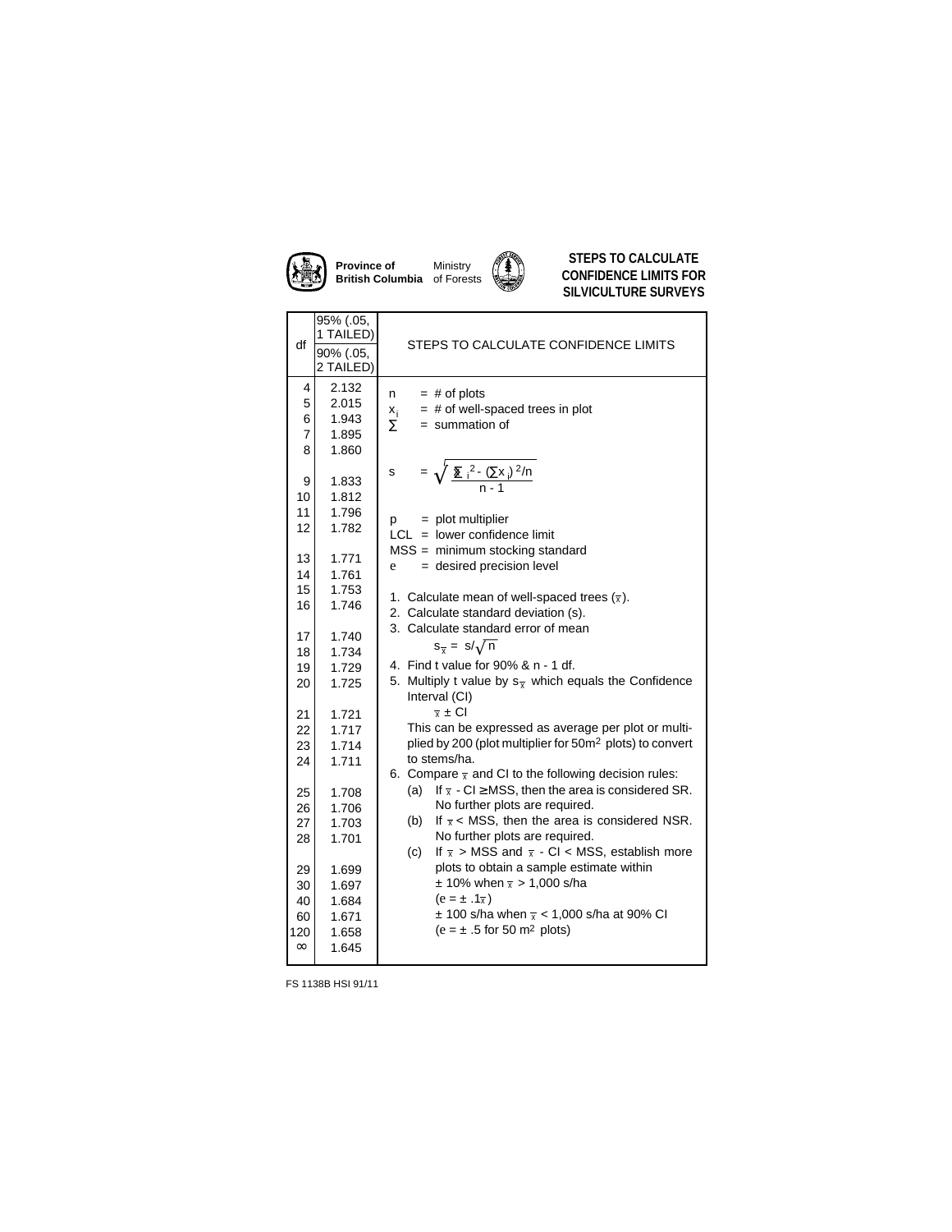Province of British Columbia — Ministry of Forests

# STEPS TO CALCULATE CONFIDENCE LIMITS FOR SILVICULTURE SURVEYS

| df | 95% (.05, 1 TAILED) / 90% (.05, 2 TAILED) |
|---|---|
| 4 | 2.132 |
| 5 | 2.015 |
| 6 | 1.943 |
| 7 | 1.895 |
| 8 | 1.860 |
| 9 | 1.833 |
| 10 | 1.812 |
| 11 | 1.796 |
| 12 | 1.782 |
| 13 | 1.771 |
| 14 | 1.761 |
| 15 | 1.753 |
| 16 | 1.746 |
| 17 | 1.740 |
| 18 | 1.734 |
| 19 | 1.729 |
| 20 | 1.725 |
| 21 | 1.721 |
| 22 | 1.717 |
| 23 | 1.714 |
| 24 | 1.711 |
| 25 | 1.708 |
| 26 | 1.706 |
| 27 | 1.703 |
| 28 | 1.701 |
| 29 | 1.699 |
| 30 | 1.697 |
| 40 | 1.684 |
| 60 | 1.671 |
| 120 | 1.658 |
| $\infty$ | 1.645 |

## STEPS TO CALCULATE CONFIDENCE LIMITS

$n$ = # of plots
$x_i$ = # of well-spaced trees in plot
$\Sigma$ = summation of

$$s = \sqrt{\frac{\sum x_i^2 - (\sum x_i)^2/n}{n - 1}}$$

$p$ = plot multiplier
LCL = lower confidence limit
MSS = minimum stocking standard
$e$ = desired precision level

1. Calculate mean of well-spaced trees ($\bar{x}$).
2. Calculate standard deviation (s).
3. Calculate standard error of mean

   $s_{\bar{x}} = s/\sqrt{n}$

4. Find t value for 90% & n - 1 df.
5. Multiply t value by $s_{\bar{x}}$ which equals the Confidence Interval (CI)

   $\bar{x} \pm$ CI

   This can be expressed as average per plot or multiplied by 200 (plot multiplier for 50m$^2$ plots) to convert to stems/ha.
6. Compare $\bar{x}$ and CI to the following decision rules:
   (a) If $\bar{x}$ - CI $\geq$ MSS, then the area is considered SR. No further plots are required.
   (b) If $\bar{x}$ < MSS, then the area is considered NSR. No further plots are required.
   (c) If $\bar{x}$ > MSS and $\bar{x}$ - CI < MSS, establish more plots to obtain a sample estimate within
   $\pm$ 10% when $\bar{x}$ > 1,000 s/ha
   ($e = \pm .1\bar{x}$)
   $\pm$ 100 s/ha when $\bar{x}$ < 1,000 s/ha at 90% CI
   ($e = \pm .5$ for 50 m$^2$ plots)

FS 1138B HSI 91/11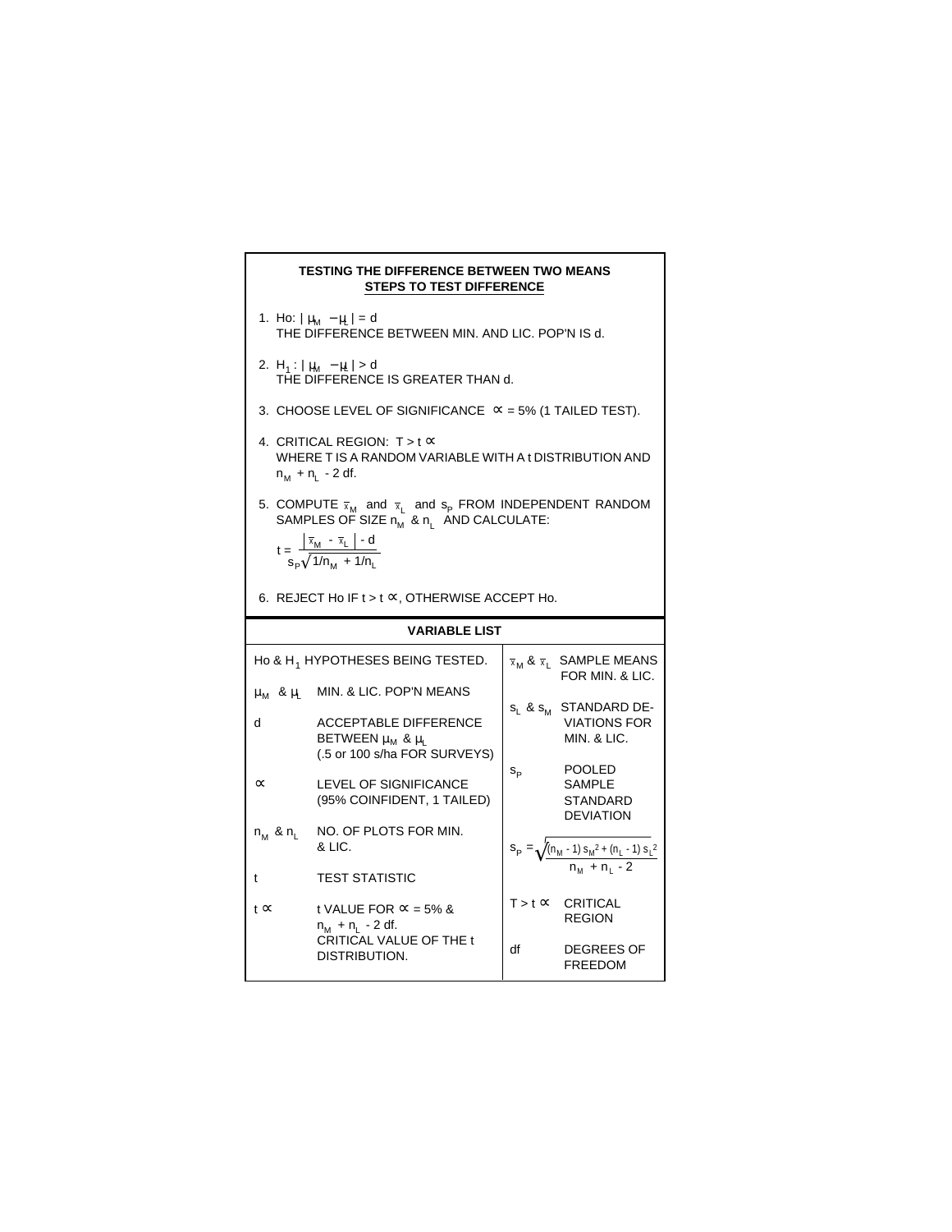## TESTING THE DIFFERENCE BETWEEN TWO MEANS

### STEPS TO TEST DIFFERENCE

1. Ho: $| \mu_M - \mu_L | = d$
   THE DIFFERENCE BETWEEN MIN. AND LIC. POP'N IS d.

2. $H_1 : | \mu_M - \mu_L | > d$
   THE DIFFERENCE IS GREATER THAN d.

3. CHOOSE LEVEL OF SIGNIFICANCE $\propto = 5\%$ (1 TAILED TEST).

4. CRITICAL REGION: $T > t \propto$
   WHERE T IS A RANDOM VARIABLE WITH A t DISTRIBUTION AND $n_M + n_L - 2$ df.

5. COMPUTE $\bar{x}_M$ and $\bar{x}_L$ and $s_P$ FROM INDEPENDENT RANDOM SAMPLES OF SIZE $n_M$ & $n_L$ AND CALCULATE:

$$t = \frac{\left| \bar{x}_M - \bar{x}_L \right| - d}{s_P \sqrt{1/n_M + 1/n_L}}$$

6. REJECT Ho IF $t > t \propto$, OTHERWISE ACCEPT Ho.

### VARIABLE LIST

| | |
|---|---|
| Ho & $H_1$ | HYPOTHESES BEING TESTED. |
| $\mu_M$ & $\mu_L$ | MIN. & LIC. POP'N MEANS |
| d | ACCEPTABLE DIFFERENCE BETWEEN $\mu_M$ & $\mu_L$ (.5 or 100 s/ha FOR SURVEYS) |
| $\propto$ | LEVEL OF SIGNIFICANCE (95% COINFIDENT, 1 TAILED) |
| $n_M$ & $n_L$ | NO. OF PLOTS FOR MIN. & LIC. |
| t | TEST STATISTIC |
| $t \propto$ | t VALUE FOR $\propto = 5\%$ & $n_M + n_L - 2$ df. CRITICAL VALUE OF THE t DISTRIBUTION. |
| $\bar{x}_M$ & $\bar{x}_L$ | SAMPLE MEANS FOR MIN. & LIC. |
| $s_L$ & $s_M$ | STANDARD DEVIATIONS FOR MIN. & LIC. |
| $s_P$ | POOLED SAMPLE STANDARD DEVIATION |
| $T > t \propto$ | CRITICAL REGION |
| df | DEGREES OF FREEDOM |

$$s_P = \sqrt{\frac{(n_M - 1)\, s_M^2 + (n_L - 1)\, s_L^2}{n_M + n_L - 2}}$$